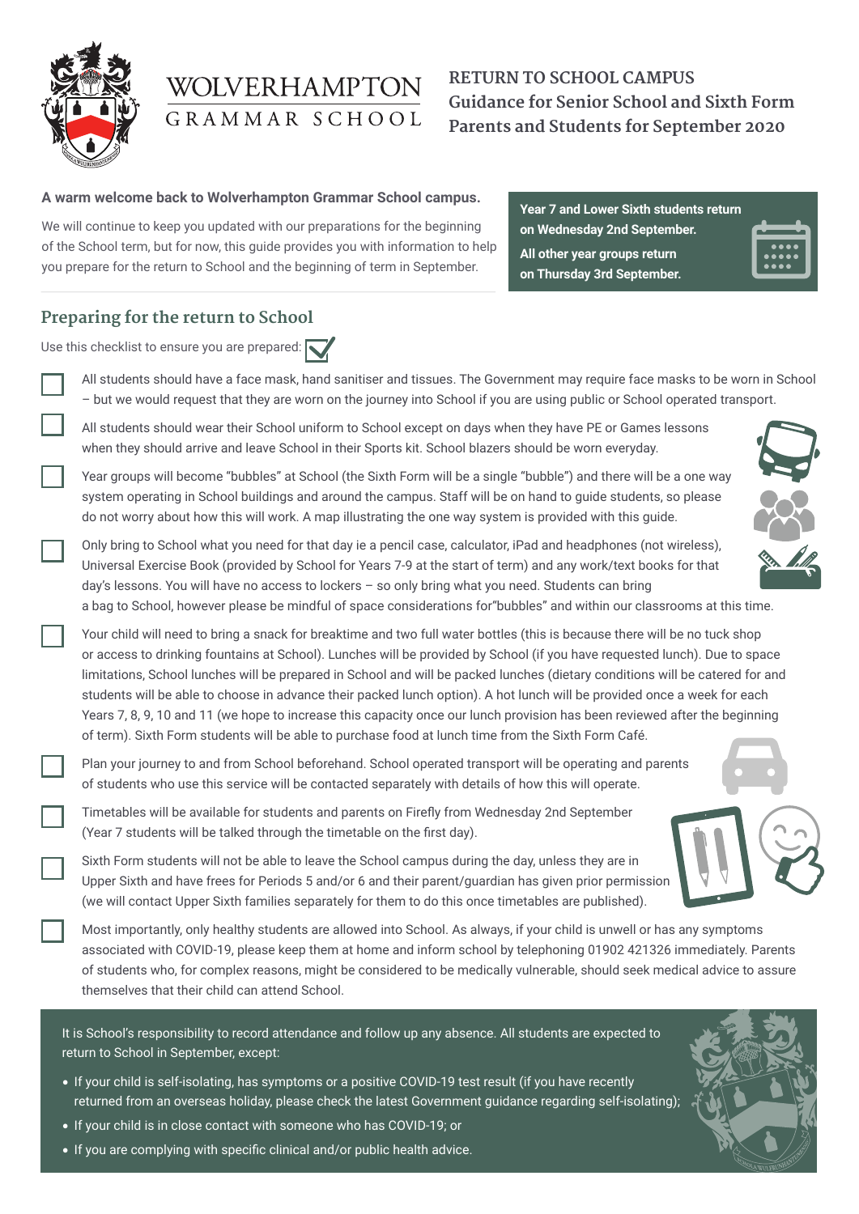WOLVERHAMPTON GRAMMAR SCHOOL

# RETURN TO SCHOOL CAMPUS
## Guidance for Senior School and Sixth Form Parents and Students for September 2020

**A warm welcome back to Wolverhampton Grammar School campus.**

We will continue to keep you updated with our preparations for the beginning of the School term, but for now, this guide provides you with information to help you prepare for the return to School and the beginning of term in September.

**Year 7 and Lower Sixth students return on Wednesday 2nd September.**

**All other year groups return on Thursday 3rd September.**

## Preparing for the return to School

Use this checklist to ensure you are prepared:

- [ ] All students should have a face mask, hand sanitiser and tissues. The Government may require face masks to be worn in School – but we would request that they are worn on the journey into School if you are using public or School operated transport.
- [ ] All students should wear their School uniform to School except on days when they have PE or Games lessons when they should arrive and leave School in their Sports kit. School blazers should be worn everyday.
- [ ] Year groups will become "bubbles" at School (the Sixth Form will be a single "bubble") and there will be a one way system operating in School buildings and around the campus. Staff will be on hand to guide students, so please do not worry about how this will work. A map illustrating the one way system is provided with this guide.
- [ ] Only bring to School what you need for that day ie a pencil case, calculator, iPad and headphones (not wireless), Universal Exercise Book (provided by School for Years 7-9 at the start of term) and any work/text books for that day's lessons. You will have no access to lockers – so only bring what you need. Students can bring a bag to School, however please be mindful of space considerations for"bubbles" and within our classrooms at this time.
- [ ] Your child will need to bring a snack for breaktime and two full water bottles (this is because there will be no tuck shop or access to drinking fountains at School). Lunches will be provided by School (if you have requested lunch). Due to space limitations, School lunches will be prepared in School and will be packed lunches (dietary conditions will be catered for and students will be able to choose in advance their packed lunch option). A hot lunch will be provided once a week for each Years 7, 8, 9, 10 and 11 (we hope to increase this capacity once our lunch provision has been reviewed after the beginning of term). Sixth Form students will be able to purchase food at lunch time from the Sixth Form Café.
- [ ] Plan your journey to and from School beforehand. School operated transport will be operating and parents of students who use this service will be contacted separately with details of how this will operate.
- [ ] Timetables will be available for students and parents on Firefly from Wednesday 2nd September (Year 7 students will be talked through the timetable on the first day).
- [ ] Sixth Form students will not be able to leave the School campus during the day, unless they are in Upper Sixth and have frees for Periods 5 and/or 6 and their parent/guardian has given prior permission (we will contact Upper Sixth families separately for them to do this once timetables are published).
- [ ] Most importantly, only healthy students are allowed into School. As always, if your child is unwell or has any symptoms associated with COVID-19, please keep them at home and inform school by telephoning 01902 421326 immediately. Parents of students who, for complex reasons, might be considered to be medically vulnerable, should seek medical advice to assure themselves that their child can attend School.

It is School's responsibility to record attendance and follow up any absence. All students are expected to return to School in September, except:

- If your child is self-isolating, has symptoms or a positive COVID-19 test result (if you have recently returned from an overseas holiday, please check the latest Government guidance regarding self-isolating);
- If your child is in close contact with someone who has COVID-19; or
- If you are complying with specific clinical and/or public health advice.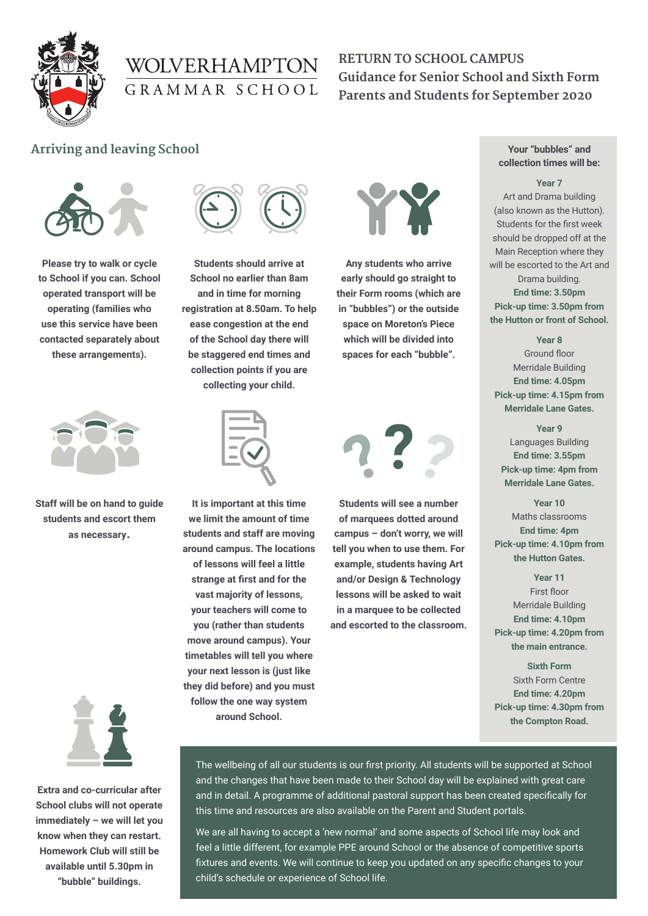# WOLVERHAMPTON GRAMMAR SCHOOL

## RETURN TO SCHOOL CAMPUS
## Guidance for Senior School and Sixth Form Parents and Students for September 2020

## Arriving and leaving School

**Please try to walk or cycle to School if you can. School operated transport will be operating (families who use this service have been contacted separately about these arrangements).**

**Students should arrive at School no earlier than 8am and in time for morning registration at 8.50am. To help ease congestion at the end of the School day there will be staggered end times and collection points if you are collecting your child.**

**Any students who arrive early should go straight to their Form rooms (which are in "bubbles") or the outside space on Moreton's Piece which will be divided into spaces for each "bubble".**

**Staff will be on hand to guide students and escort them as necessary.**

**It is important at this time we limit the amount of time students and staff are moving around campus. The locations of lessons will feel a little strange at first and for the vast majority of lessons, your teachers will come to you (rather than students move around campus). Your timetables will tell you where your next lesson is (just like they did before) and you must follow the one way system around School.**

**Students will see a number of marquees dotted around campus – don't worry, we will tell you when to use them. For example, students having Art and/or Design & Technology lessons will be asked to wait in a marquee to be collected and escorted to the classroom.**

**Extra and co-curricular after School clubs will not operate immediately – we will let you know when they can restart. Homework Club will still be available until 5.30pm in "bubble" buildings.**

**Your "bubbles" and collection times will be:**

**Year 7**
Art and Drama building (also known as the Hutton). Students for the first week should be dropped off at the Main Reception where they will be escorted to the Art and Drama building.
**End time: 3.50pm**
**Pick-up time: 3.50pm from the Hutton or front of School.**

**Year 8**
Ground floor Merridale Building
**End time: 4.05pm**
**Pick-up time: 4.15pm from Merridale Lane Gates.**

**Year 9**
Languages Building
**End time: 3.55pm**
**Pick-up time: 4pm from Merridale Lane Gates.**

**Year 10**
Maths classrooms
**End time: 4pm**
**Pick-up time: 4.10pm from the Hutton Gates.**

**Year 11**
First floor Merridale Building
**End time: 4.10pm**
**Pick-up time: 4.20pm from the main entrance.**

**Sixth Form**
Sixth Form Centre
**End time: 4.20pm**
**Pick-up time: 4.30pm from the Compton Road.**

The wellbeing of all our students is our first priority. All students will be supported at School and the changes that have been made to their School day will be explained with great care and in detail. A programme of additional pastoral support has been created specifically for this time and resources are also available on the Parent and Student portals.

We are all having to accept a 'new normal' and some aspects of School life may look and feel a little different, for example PPE around School or the absence of competitive sports fixtures and events. We will continue to keep you updated on any specific changes to your child's schedule or experience of School life.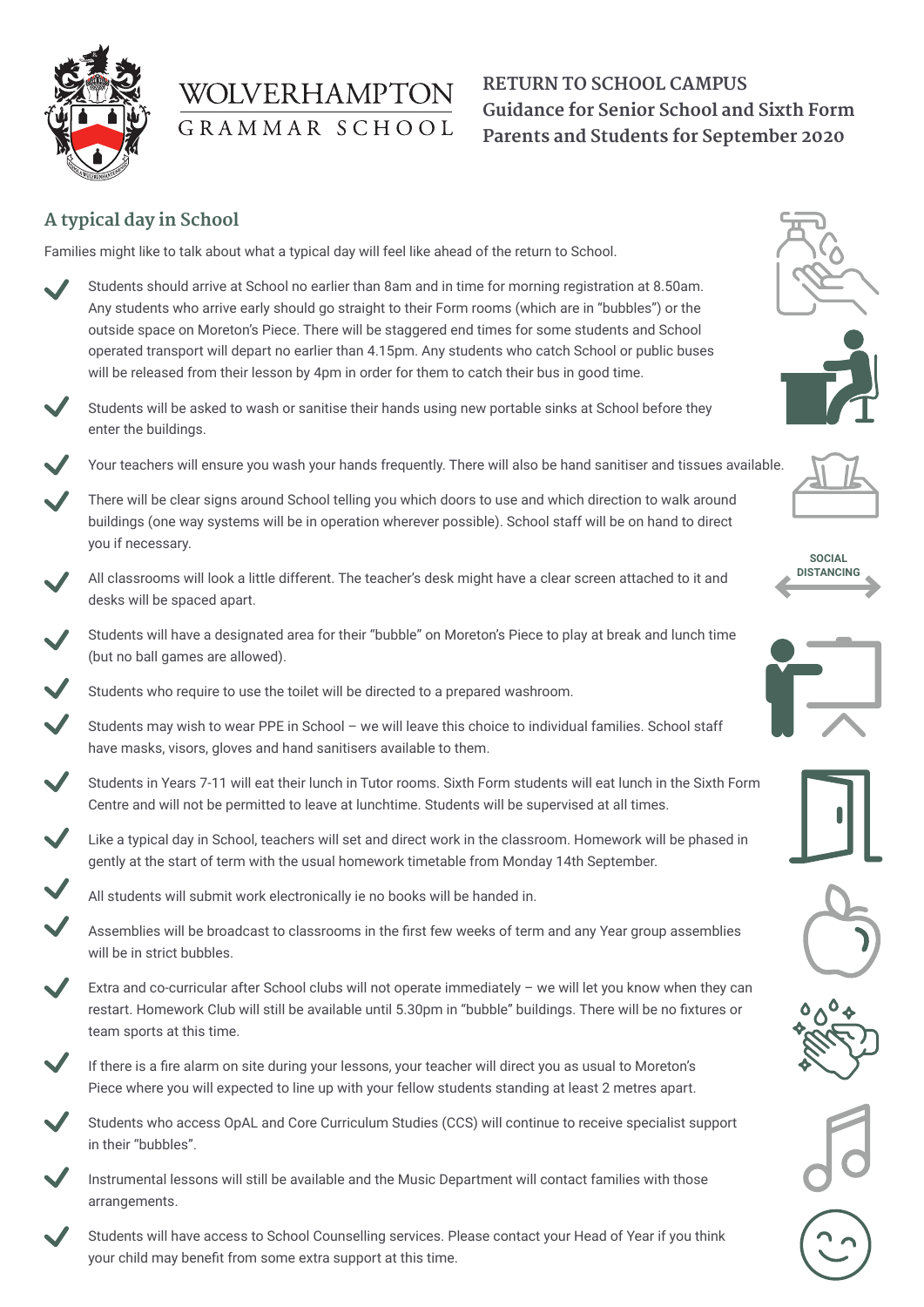# WOLVERHAMPTON GRAMMAR SCHOOL

**RETURN TO SCHOOL CAMPUS**
**Guidance for Senior School and Sixth Form Parents and Students for September 2020**

## A typical day in School

Families might like to talk about what a typical day will feel like ahead of the return to School.

- Students should arrive at School no earlier than 8am and in time for morning registration at 8.50am. Any students who arrive early should go straight to their Form rooms (which are in "bubbles") or the outside space on Moreton's Piece. There will be staggered end times for some students and School operated transport will depart no earlier than 4.15pm. Any students who catch School or public buses will be released from their lesson by 4pm in order for them to catch their bus in good time.
- Students will be asked to wash or sanitise their hands using new portable sinks at School before they enter the buildings.
- Your teachers will ensure you wash your hands frequently. There will also be hand sanitiser and tissues available.
- There will be clear signs around School telling you which doors to use and which direction to walk around buildings (one way systems will be in operation wherever possible). School staff will be on hand to direct you if necessary.
- All classrooms will look a little different. The teacher's desk might have a clear screen attached to it and desks will be spaced apart.
- Students will have a designated area for their "bubble" on Moreton's Piece to play at break and lunch time (but no ball games are allowed).
- Students who require to use the toilet will be directed to a prepared washroom.
- Students may wish to wear PPE in School – we will leave this choice to individual families. School staff have masks, visors, gloves and hand sanitisers available to them.
- Students in Years 7-11 will eat their lunch in Tutor rooms. Sixth Form students will eat lunch in the Sixth Form Centre and will not be permitted to leave at lunchtime. Students will be supervised at all times.
- Like a typical day in School, teachers will set and direct work in the classroom. Homework will be phased in gently at the start of term with the usual homework timetable from Monday 14th September.
- All students will submit work electronically ie no books will be handed in.
- Assemblies will be broadcast to classrooms in the first few weeks of term and any Year group assemblies will be in strict bubbles.
- Extra and co-curricular after School clubs will not operate immediately – we will let you know when they can restart. Homework Club will still be available until 5.30pm in "bubble" buildings. There will be no fixtures or team sports at this time.
- If there is a fire alarm on site during your lessons, your teacher will direct you as usual to Moreton's Piece where you will expected to line up with your fellow students standing at least 2 metres apart.
- Students who access OpAL and Core Curriculum Studies (CCS) will continue to receive specialist support in their "bubbles".
- Instrumental lessons will still be available and the Music Department will contact families with those arrangements.
- Students will have access to School Counselling services. Please contact your Head of Year if you think your child may benefit from some extra support at this time.

SOCIAL DISTANCING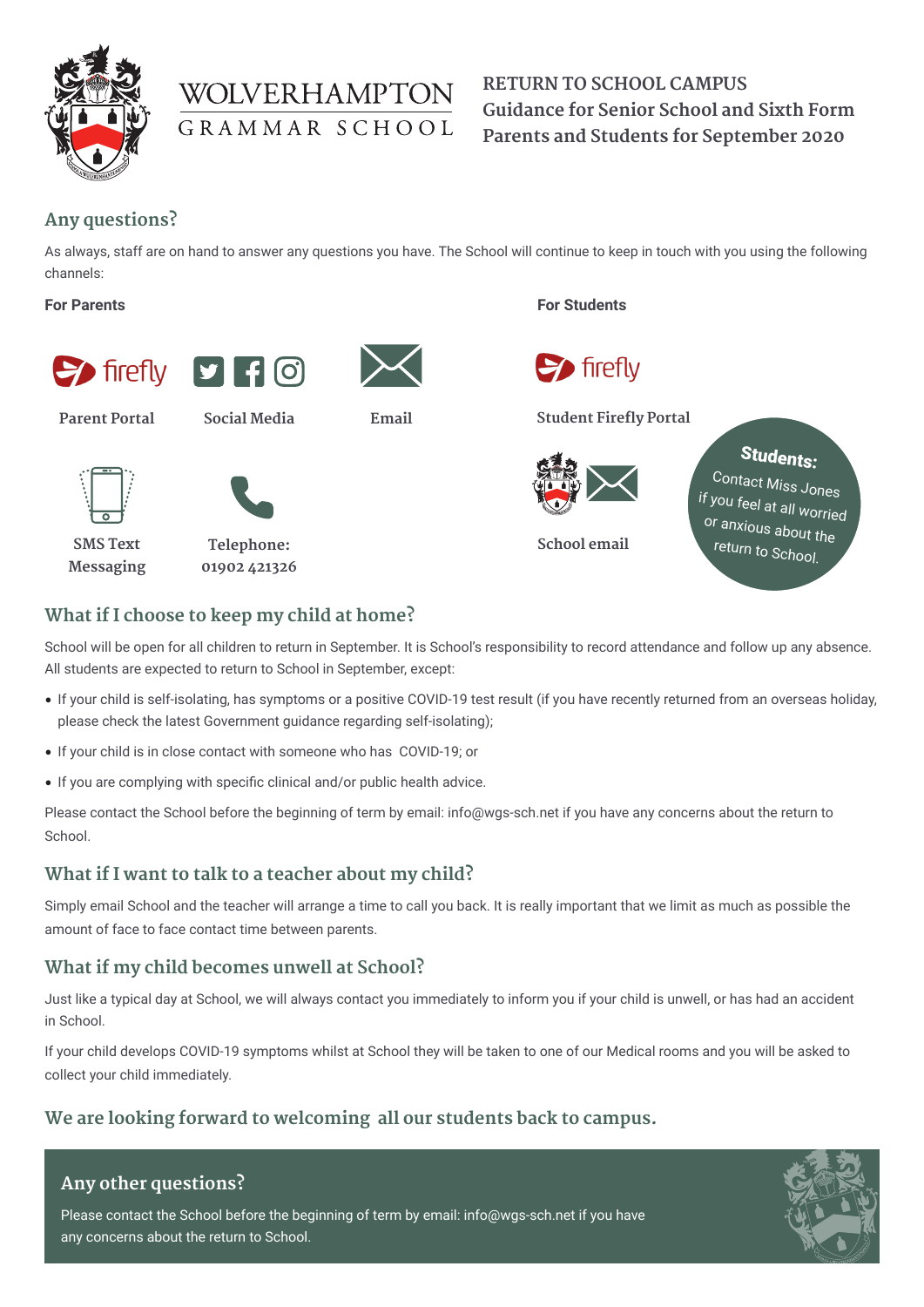WOLVERHAMPTON GRAMMAR SCHOOL

**RETURN TO SCHOOL CAMPUS**
**Guidance for Senior School and Sixth Form Parents and Students for September 2020**

## Any questions?

As always, staff are on hand to answer any questions you have. The School will continue to keep in touch with you using the following channels:

**For Parents**

- Parent Portal
- Social Media
- Email
- SMS Text Messaging
- Telephone: 01902 421326

**For Students**

- Student Firefly Portal
- School email

**Students:** Contact Miss Jones if you feel at all worried or anxious about the return to School.

## What if I choose to keep my child at home?

School will be open for all children to return in September. It is School's responsibility to record attendance and follow up any absence. All students are expected to return to School in September, except:

- If your child is self-isolating, has symptoms or a positive COVID-19 test result (if you have recently returned from an overseas holiday, please check the latest Government guidance regarding self-isolating);
- If your child is in close contact with someone who has COVID-19; or
- If you are complying with specific clinical and/or public health advice.

Please contact the School before the beginning of term by email: info@wgs-sch.net if you have any concerns about the return to School.

## What if I want to talk to a teacher about my child?

Simply email School and the teacher will arrange a time to call you back. It is really important that we limit as much as possible the amount of face to face contact time between parents.

## What if my child becomes unwell at School?

Just like a typical day at School, we will always contact you immediately to inform you if your child is unwell, or has had an accident in School.

If your child develops COVID-19 symptoms whilst at School they will be taken to one of our Medical rooms and you will be asked to collect your child immediately.

## We are looking forward to welcoming all our students back to campus.

## Any other questions?

Please contact the School before the beginning of term by email: info@wgs-sch.net if you have any concerns about the return to School.